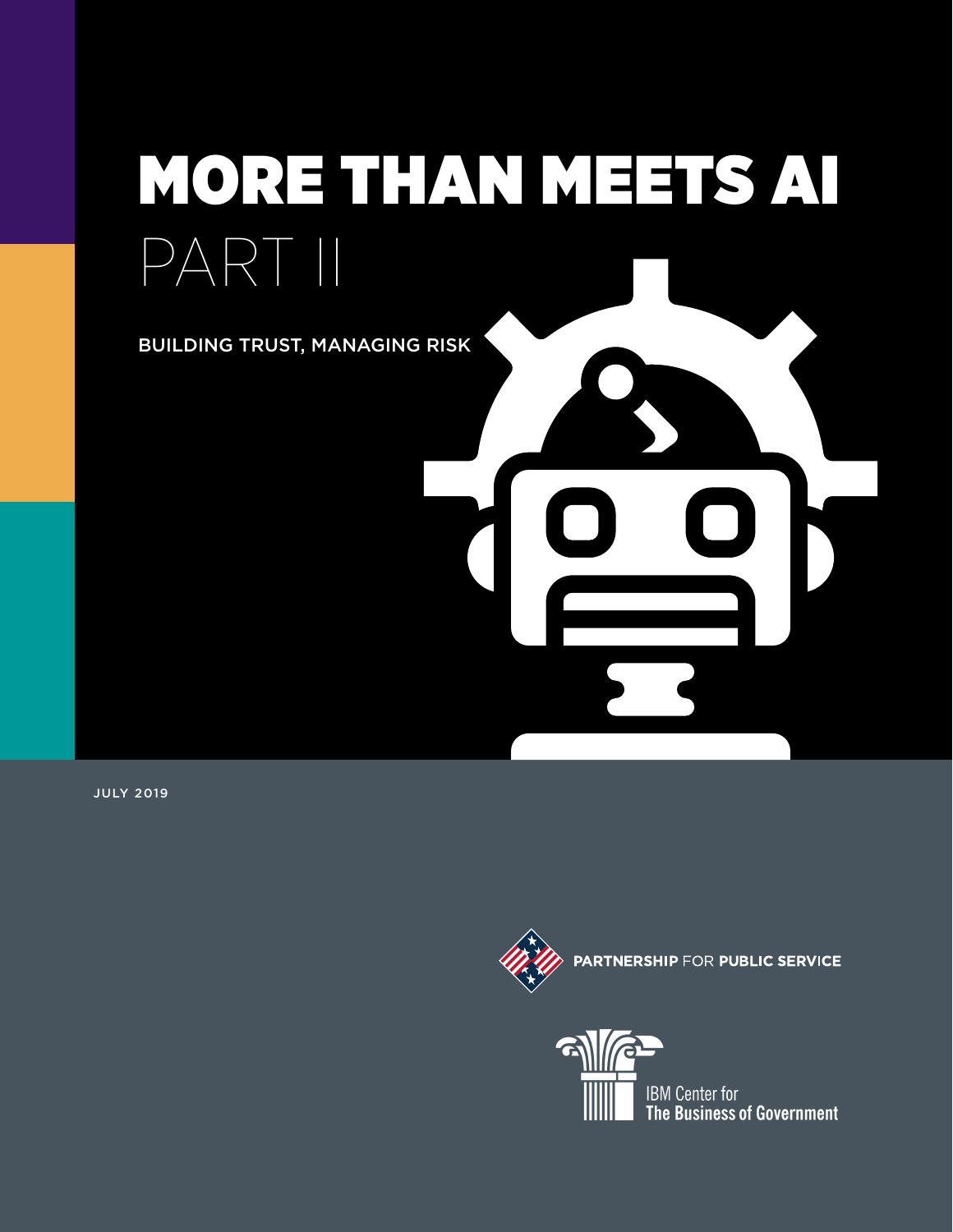# MORE THAN MEETS AI

## PART II

BUILDING TRUST, MANAGING RISK

JULY 2019

PARTNERSHIP FOR PUBLIC SERVICE

IBM Center for
The Business of Government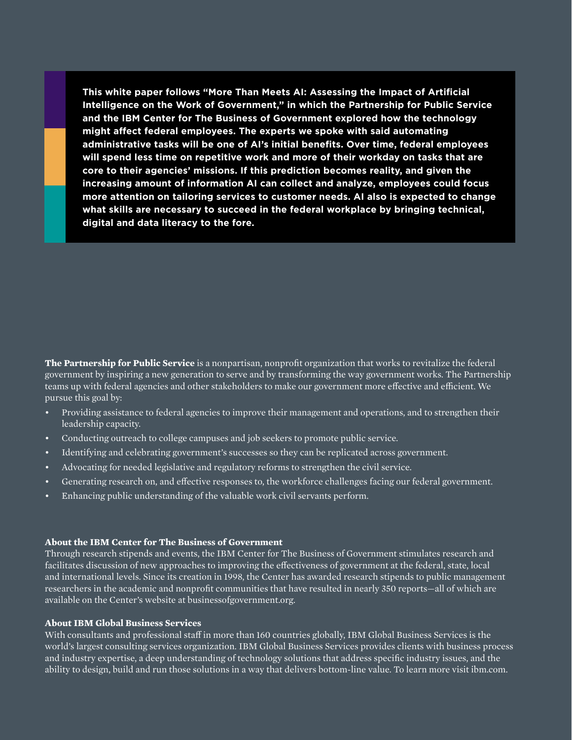**This white paper follows "More Than Meets AI: Assessing the Impact of Artificial Intelligence on the Work of Government," in which the Partnership for Public Service and the IBM Center for The Business of Government explored how the technology might affect federal employees. The experts we spoke with said automating administrative tasks will be one of AI's initial benefits. Over time, federal employees will spend less time on repetitive work and more of their workday on tasks that are core to their agencies' missions. If this prediction becomes reality, and given the increasing amount of information AI can collect and analyze, employees could focus more attention on tailoring services to customer needs. AI also is expected to change what skills are necessary to succeed in the federal workplace by bringing technical, digital and data literacy to the fore.**

**The Partnership for Public Service** is a nonpartisan, nonprofit organization that works to revitalize the federal government by inspiring a new generation to serve and by transforming the way government works. The Partnership teams up with federal agencies and other stakeholders to make our government more effective and efficient. We pursue this goal by:

- Providing assistance to federal agencies to improve their management and operations, and to strengthen their leadership capacity.
- Conducting outreach to college campuses and job seekers to promote public service.
- Identifying and celebrating government's successes so they can be replicated across government.
- Advocating for needed legislative and regulatory reforms to strengthen the civil service.
- Generating research on, and effective responses to, the workforce challenges facing our federal government.
- Enhancing public understanding of the valuable work civil servants perform.

**About the IBM Center for The Business of Government**

Through research stipends and events, the IBM Center for The Business of Government stimulates research and facilitates discussion of new approaches to improving the effectiveness of government at the federal, state, local and international levels. Since its creation in 1998, the Center has awarded research stipends to public management researchers in the academic and nonprofit communities that have resulted in nearly 350 reports—all of which are available on the Center's website at businessofgovernment.org.

**About IBM Global Business Services**

With consultants and professional staff in more than 160 countries globally, IBM Global Business Services is the world's largest consulting services organization. IBM Global Business Services provides clients with business process and industry expertise, a deep understanding of technology solutions that address specific industry issues, and the ability to design, build and run those solutions in a way that delivers bottom-line value. To learn more visit ibm.com.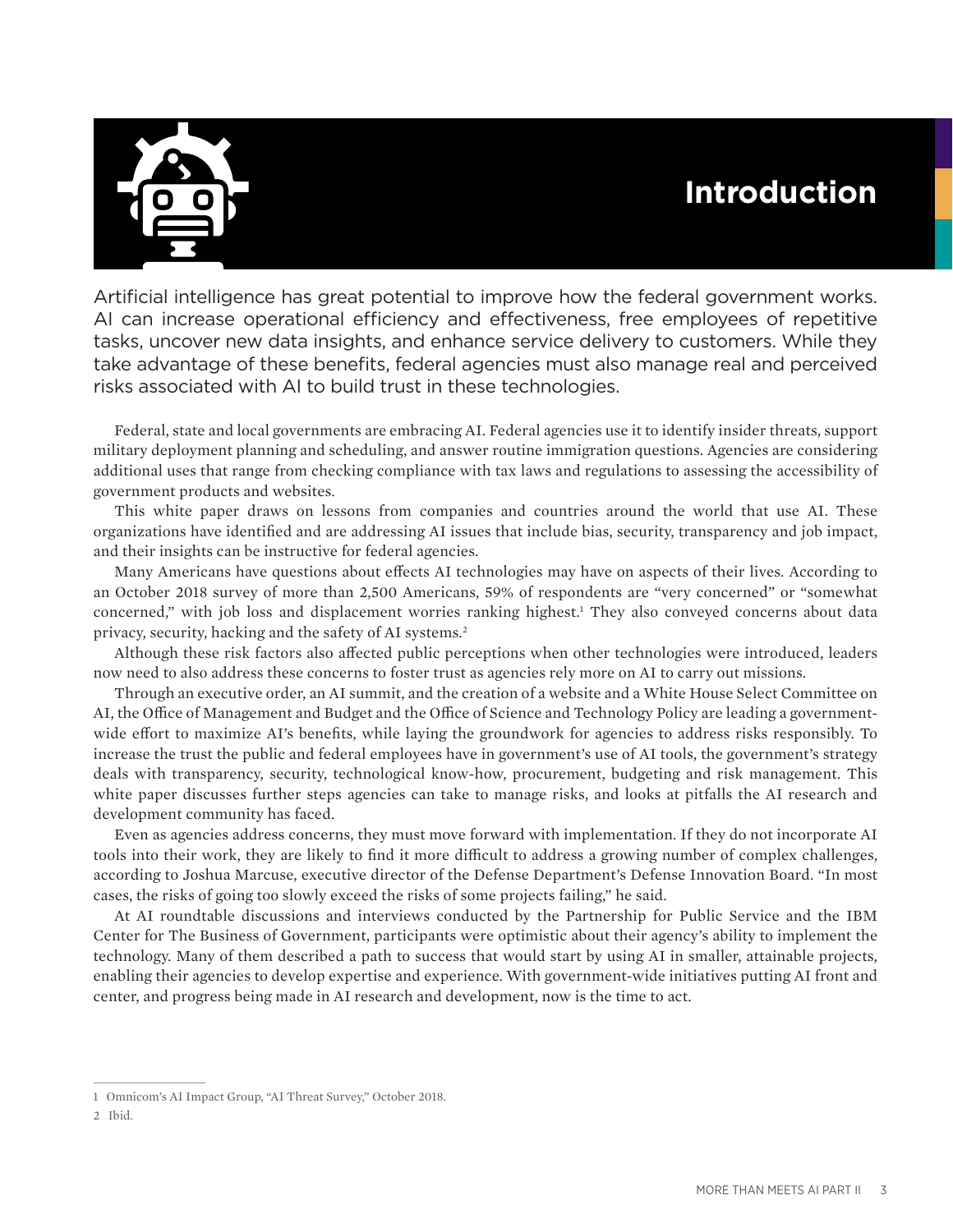# Introduction

Artificial intelligence has great potential to improve how the federal government works. AI can increase operational efficiency and effectiveness, free employees of repetitive tasks, uncover new data insights, and enhance service delivery to customers. While they take advantage of these benefits, federal agencies must also manage real and perceived risks associated with AI to build trust in these technologies.

Federal, state and local governments are embracing AI. Federal agencies use it to identify insider threats, support military deployment planning and scheduling, and answer routine immigration questions. Agencies are considering additional uses that range from checking compliance with tax laws and regulations to assessing the accessibility of government products and websites.

This white paper draws on lessons from companies and countries around the world that use AI. These organizations have identified and are addressing AI issues that include bias, security, transparency and job impact, and their insights can be instructive for federal agencies.

Many Americans have questions about effects AI technologies may have on aspects of their lives. According to an October 2018 survey of more than 2,500 Americans, 59% of respondents are "very concerned" or "somewhat concerned," with job loss and displacement worries ranking highest.[1] They also conveyed concerns about data privacy, security, hacking and the safety of AI systems.[2]

Although these risk factors also affected public perceptions when other technologies were introduced, leaders now need to also address these concerns to foster trust as agencies rely more on AI to carry out missions.

Through an executive order, an AI summit, and the creation of a website and a White House Select Committee on AI, the Office of Management and Budget and the Office of Science and Technology Policy are leading a government-wide effort to maximize AI's benefits, while laying the groundwork for agencies to address risks responsibly. To increase the trust the public and federal employees have in government's use of AI tools, the government's strategy deals with transparency, security, technological know-how, procurement, budgeting and risk management. This white paper discusses further steps agencies can take to manage risks, and looks at pitfalls the AI research and development community has faced.

Even as agencies address concerns, they must move forward with implementation. If they do not incorporate AI tools into their work, they are likely to find it more difficult to address a growing number of complex challenges, according to Joshua Marcuse, executive director of the Defense Department's Defense Innovation Board. "In most cases, the risks of going too slowly exceed the risks of some projects failing," he said.

At AI roundtable discussions and interviews conducted by the Partnership for Public Service and the IBM Center for The Business of Government, participants were optimistic about their agency's ability to implement the technology. Many of them described a path to success that would start by using AI in smaller, attainable projects, enabling their agencies to develop expertise and experience. With government-wide initiatives putting AI front and center, and progress being made in AI research and development, now is the time to act.

---

1 Omnicom's AI Impact Group, "AI Threat Survey," October 2018.

2 Ibid.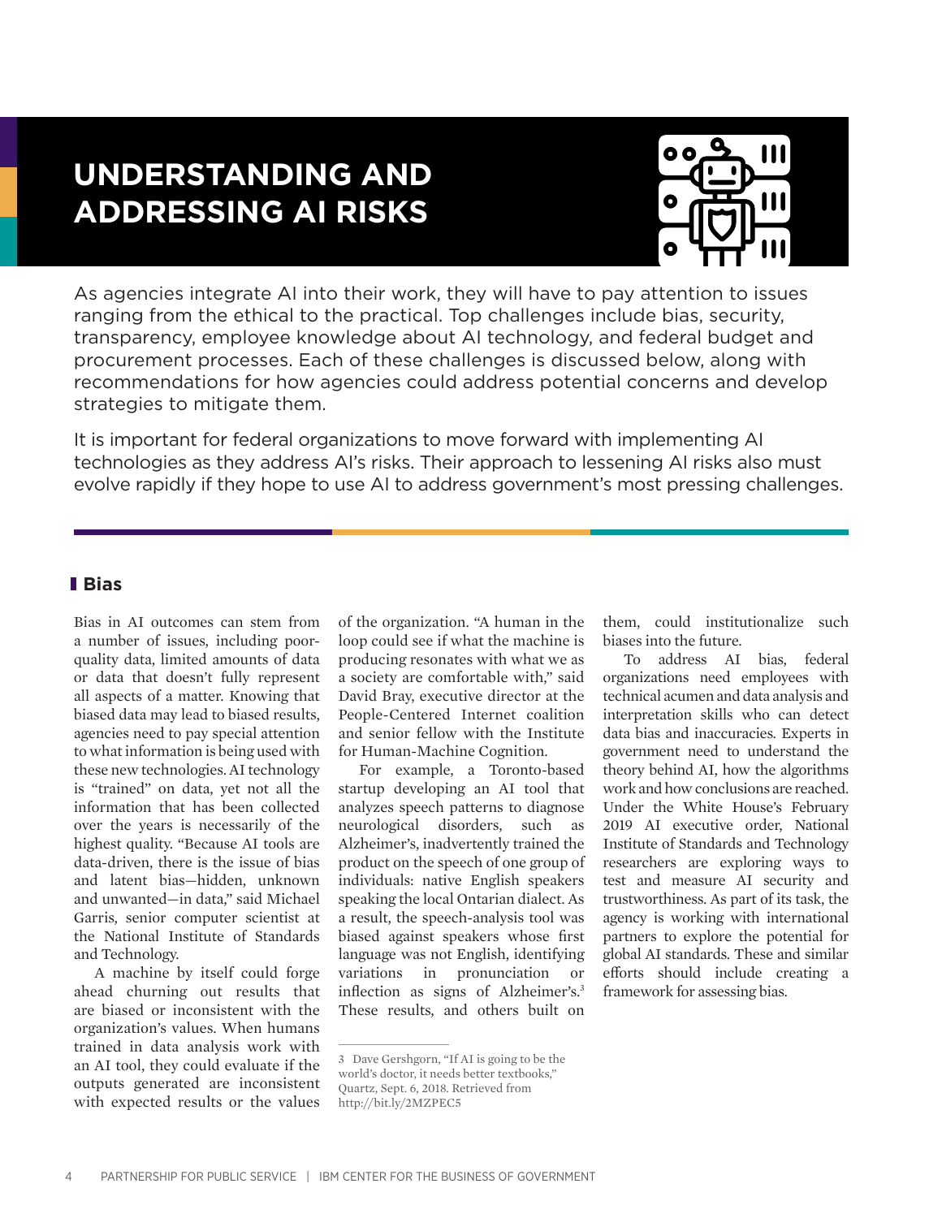# UNDERSTANDING AND ADDRESSING AI RISKS

As agencies integrate AI into their work, they will have to pay attention to issues ranging from the ethical to the practical. Top challenges include bias, security, transparency, employee knowledge about AI technology, and federal budget and procurement processes. Each of these challenges is discussed below, along with recommendations for how agencies could address potential concerns and develop strategies to mitigate them.

It is important for federal organizations to move forward with implementing AI technologies as they address AI's risks. Their approach to lessening AI risks also must evolve rapidly if they hope to use AI to address government's most pressing challenges.

## Bias

Bias in AI outcomes can stem from a number of issues, including poor-quality data, limited amounts of data or data that doesn't fully represent all aspects of a matter. Knowing that biased data may lead to biased results, agencies need to pay special attention to what information is being used with these new technologies. AI technology is "trained" on data, yet not all the information that has been collected over the years is necessarily of the highest quality. "Because AI tools are data-driven, there is the issue of bias and latent bias—hidden, unknown and unwanted—in data," said Michael Garris, senior computer scientist at the National Institute of Standards and Technology.

A machine by itself could forge ahead churning out results that are biased or inconsistent with the organization's values. When humans trained in data analysis work with an AI tool, they could evaluate if the outputs generated are inconsistent with expected results or the values of the organization. "A human in the loop could see if what the machine is producing resonates with what we as a society are comfortable with," said David Bray, executive director at the People-Centered Internet coalition and senior fellow with the Institute for Human-Machine Cognition.

For example, a Toronto-based startup developing an AI tool that analyzes speech patterns to diagnose neurological disorders, such as Alzheimer's, inadvertently trained the product on the speech of one group of individuals: native English speakers speaking the local Ontarian dialect. As a result, the speech-analysis tool was biased against speakers whose first language was not English, identifying variations in pronunciation or inflection as signs of Alzheimer's.[3] These results, and others built on them, could institutionalize such biases into the future.

To address AI bias, federal organizations need employees with technical acumen and data analysis and interpretation skills who can detect data bias and inaccuracies. Experts in government need to understand the theory behind AI, how the algorithms work and how conclusions are reached. Under the White House's February 2019 AI executive order, National Institute of Standards and Technology researchers are exploring ways to test and measure AI security and trustworthiness. As part of its task, the agency is working with international partners to explore the potential for global AI standards. These and similar efforts should include creating a framework for assessing bias.

---

3 Dave Gershgorn, "If AI is going to be the world's doctor, it needs better textbooks," Quartz, Sept. 6, 2018. Retrieved from http://bit.ly/2MZPEC5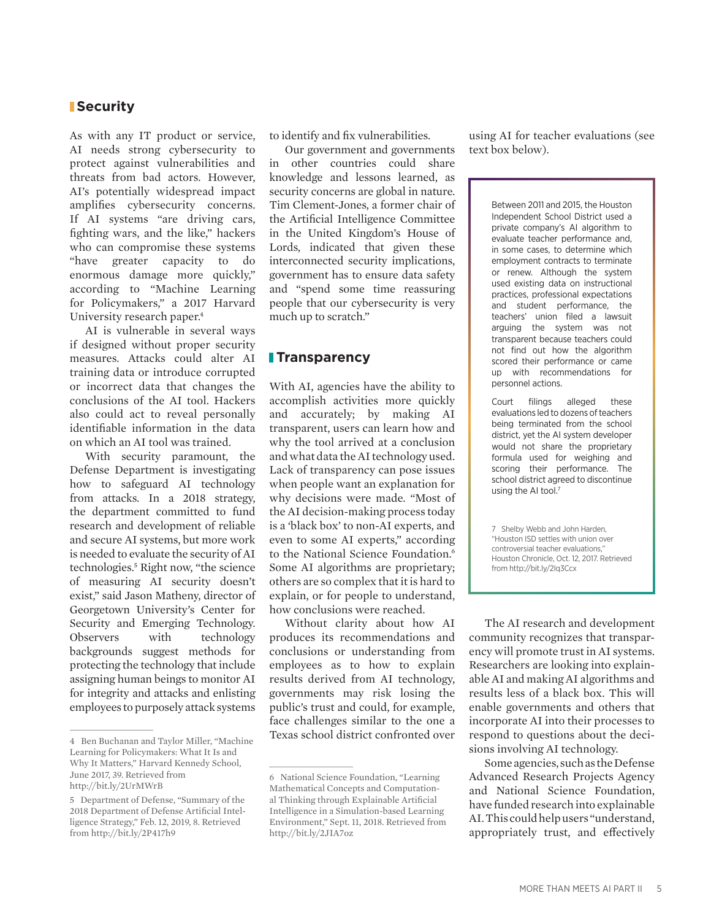## Security

As with any IT product or service, AI needs strong cybersecurity to protect against vulnerabilities and threats from bad actors. However, AI's potentially widespread impact amplifies cybersecurity concerns. If AI systems "are driving cars, fighting wars, and the like," hackers who can compromise these systems "have greater capacity to do enormous damage more quickly," according to "Machine Learning for Policymakers," a 2017 Harvard University research paper.[4]

AI is vulnerable in several ways if designed without proper security measures. Attacks could alter AI training data or introduce corrupted or incorrect data that changes the conclusions of the AI tool. Hackers also could act to reveal personally identifiable information in the data on which an AI tool was trained.

With security paramount, the Defense Department is investigating how to safeguard AI technology from attacks. In a 2018 strategy, the department committed to fund research and development of reliable and secure AI systems, but more work is needed to evaluate the security of AI technologies.[5] Right now, "the science of measuring AI security doesn't exist," said Jason Matheny, director of Georgetown University's Center for Security and Emerging Technology. Observers with technology backgrounds suggest methods for protecting the technology that include assigning human beings to monitor AI for integrity and attacks and enlisting employees to purposely attack systems to identify and fix vulnerabilities.

Our government and governments in other countries could share knowledge and lessons learned, as security concerns are global in nature. Tim Clement-Jones, a former chair of the Artificial Intelligence Committee in the United Kingdom's House of Lords, indicated that given these interconnected security implications, government has to ensure data safety and "spend some time reassuring people that our cybersecurity is very much up to scratch."

## Transparency

With AI, agencies have the ability to accomplish activities more quickly and accurately; by making AI transparent, users can learn how and why the tool arrived at a conclusion and what data the AI technology used. Lack of transparency can pose issues when people want an explanation for why decisions were made. "Most of the AI decision-making process today is a 'black box' to non-AI experts, and even to some AI experts," according to the National Science Foundation.[6] Some AI algorithms are proprietary; others are so complex that it is hard to explain, or for people to understand, how conclusions were reached.

Without clarity about how AI produces its recommendations and conclusions or understanding from employees as to how to explain results derived from AI technology, governments may risk losing the public's trust and could, for example, face challenges similar to the one a Texas school district confronted over using AI for teacher evaluations (see text box below).

> Between 2011 and 2015, the Houston Independent School District used a private company's AI algorithm to evaluate teacher performance and, in some cases, to determine which employment contracts to terminate or renew. Although the system used existing data on instructional practices, professional expectations and student performance, the teachers' union filed a lawsuit arguing the system was not transparent because teachers could not find out how the algorithm scored their performance or came up with recommendations for personnel actions.
>
> Court filings alleged these evaluations led to dozens of teachers being terminated from the school district, yet the AI system developer would not share the proprietary formula used for weighing and scoring their performance. The school district agreed to discontinue using the AI tool.[7]
>
> 7 Shelby Webb and John Harden, "Houston ISD settles with union over controversial teacher evaluations," Houston Chronicle, Oct. 12, 2017. Retrieved from http://bit.ly/2Iq3Ccx

The AI research and development community recognizes that transparency will promote trust in AI systems. Researchers are looking into explainable AI and making AI algorithms and results less of a black box. This will enable governments and others that incorporate AI into their processes to respond to questions about the decisions involving AI technology.

Some agencies, such as the Defense Advanced Research Projects Agency and National Science Foundation, have funded research into explainable AI. This could help users "understand, appropriately trust, and effectively

---

4 Ben Buchanan and Taylor Miller, "Machine Learning for Policymakers: What It Is and Why It Matters," Harvard Kennedy School, June 2017, 39. Retrieved from http://bit.ly/2UrMWrB

5 Department of Defense, "Summary of the 2018 Department of Defense Artificial Intelligence Strategy," Feb. 12, 2019, 8. Retrieved from http://bit.ly/2P417h9

6 National Science Foundation, "Learning Mathematical Concepts and Computational Thinking through Explainable Artificial Intelligence in a Simulation-based Learning Environment," Sept. 11, 2018. Retrieved from http://bit.ly/2JIA7oz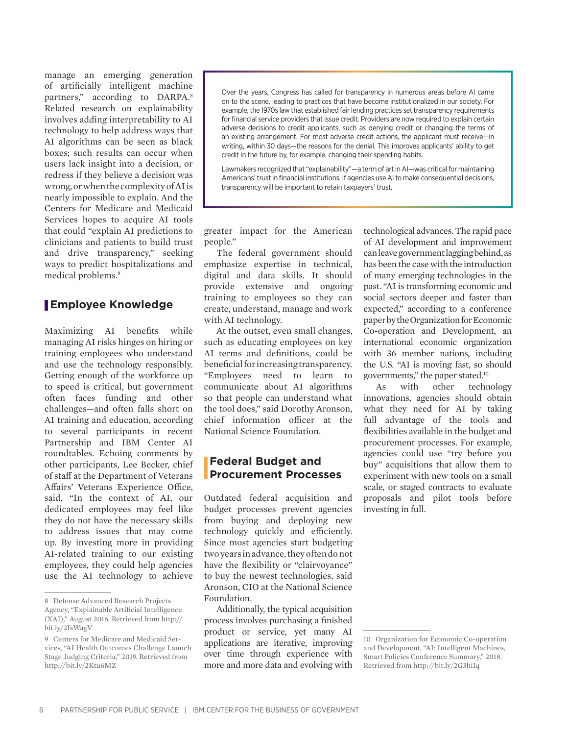manage an emerging generation of artificially intelligent machine partners," according to DARPA.[8] Related research on explainability involves adding interpretability to AI technology to help address ways that AI algorithms can be seen as black boxes; such results can occur when users lack insight into a decision, or redress if they believe a decision was wrong, or when the complexity of AI is nearly impossible to explain. And the Centers for Medicare and Medicaid Services hopes to acquire AI tools that could "explain AI predictions to clinicians and patients to build trust and drive transparency," seeking ways to predict hospitalizations and medical problems.[9]

> Over the years, Congress has called for transparency in numerous areas before AI came on to the scene, leading to practices that have become institutionalized in our society. For example, the 1970s law that established fair lending practices set transparency requirements for financial service providers that issue credit. Providers are now required to explain certain adverse decisions to credit applicants, such as denying credit or changing the terms of an existing arrangement. For most adverse credit actions, the applicant must receive—in writing, within 30 days—the reasons for the denial. This improves applicants' ability to get credit in the future by, for example, changing their spending habits.
>
> Lawmakers recognized that "explainability"—a term of art in AI—was critical for maintaining Americans' trust in financial institutions. If agencies use AI to make consequential decisions, transparency will be important to retain taxpayers' trust.

## Employee Knowledge

Maximizing AI benefits while managing AI risks hinges on hiring or training employees who understand and use the technology responsibly. Getting enough of the workforce up to speed is critical, but government often faces funding and other challenges—and often falls short on AI training and education, according to several participants in recent Partnership and IBM Center AI roundtables. Echoing comments by other participants, Lee Becker, chief of staff at the Department of Veterans Affairs' Veterans Experience Office, said, "In the context of AI, our dedicated employees may feel like they do not have the necessary skills to address issues that may come up. By investing more in providing AI-related training to our existing employees, they could help agencies use the AI technology to achieve greater impact for the American people."

The federal government should emphasize expertise in technical, digital and data skills. It should provide extensive and ongoing training to employees so they can create, understand, manage and work with AI technology.

At the outset, even small changes, such as educating employees on key AI terms and definitions, could be beneficial for increasing transparency. "Employees need to learn to communicate about AI algorithms so that people can understand what the tool does," said Dorothy Aronson, chief information officer at the National Science Foundation.

## Federal Budget and Procurement Processes

Outdated federal acquisition and budget processes prevent agencies from buying and deploying new technology quickly and efficiently. Since most agencies start budgeting two years in advance, they often do not have the flexibility or "clairvoyance" to buy the newest technologies, said Aronson, CIO at the National Science Foundation.

Additionally, the typical acquisition process involves purchasing a finished product or service, yet many AI applications are iterative, improving over time through experience with more and more data and evolving with technological advances. The rapid pace of AI development and improvement can leave government lagging behind, as has been the case with the introduction of many emerging technologies in the past. "AI is transforming economic and social sectors deeper and faster than expected," according to a conference paper by the Organization for Economic Co-operation and Development, an international economic organization with 36 member nations, including the U.S. "AI is moving fast, so should governments," the paper stated.[10]

As with other technology innovations, agencies should obtain what they need for AI by taking full advantage of the tools and flexibilities available in the budget and procurement processes. For example, agencies could use "try before you buy" acquisitions that allow them to experiment with new tools on a small scale, or staged contracts to evaluate proposals and pilot tools before investing in full.

---

8 Defense Advanced Research Projects Agency, "Explainable Artificial Intelligence (XAI)," August 2016. Retrieved from http://bit.ly/2IsWagV

9 Centers for Medicare and Medicaid Services, "AI Health Outcomes Challenge Launch Stage Judging Criteria," 2019. Retrieved from http://bit.ly/2Ktu6MZ

10 Organization for Economic Co-operation and Development, "AI: Intelligent Machines, Smart Policies Conference Summary," 2018. Retrieved from http://bit.ly/2G3hiIq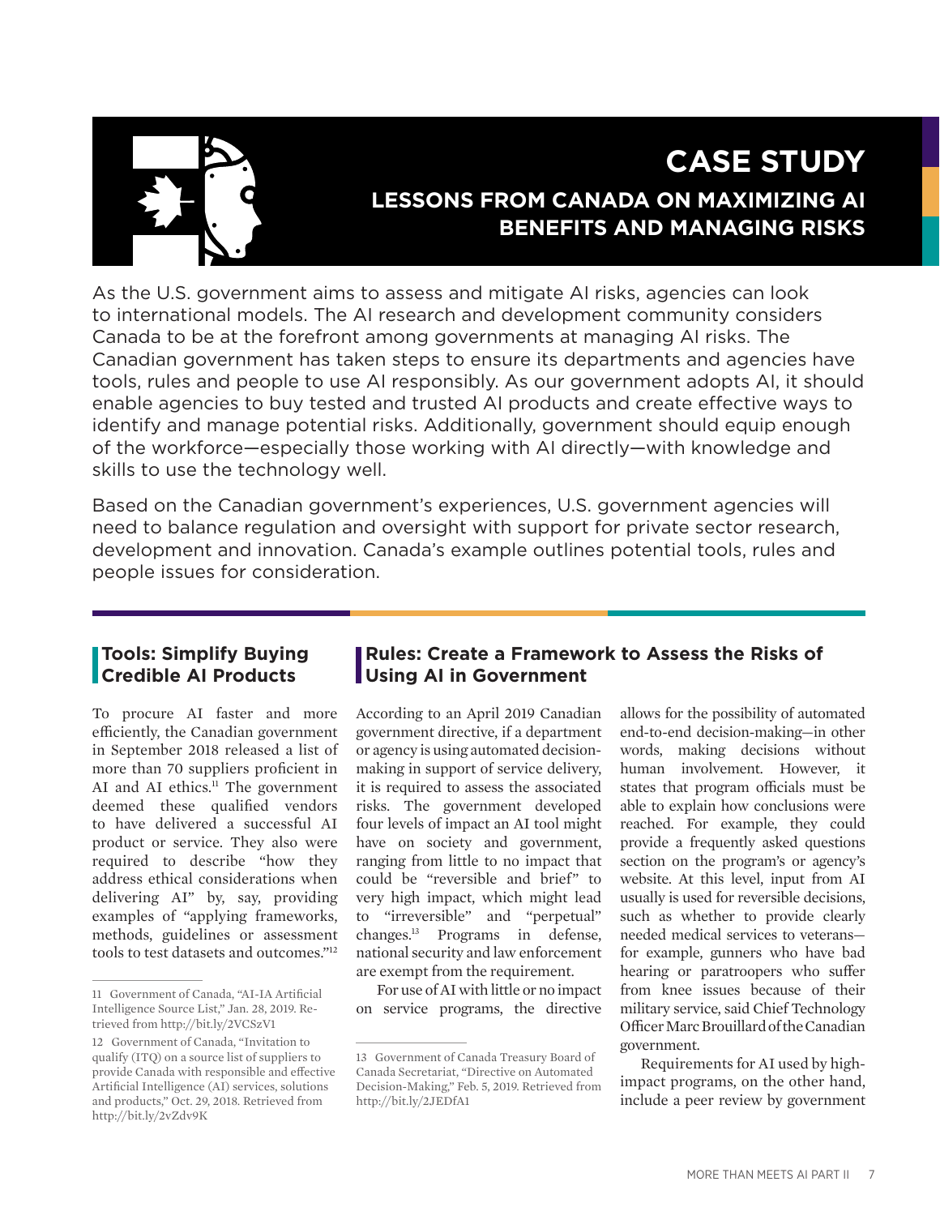# CASE STUDY

## LESSONS FROM CANADA ON MAXIMIZING AI BENEFITS AND MANAGING RISKS

As the U.S. government aims to assess and mitigate AI risks, agencies can look to international models. The AI research and development community considers Canada to be at the forefront among governments at managing AI risks. The Canadian government has taken steps to ensure its departments and agencies have tools, rules and people to use AI responsibly. As our government adopts AI, it should enable agencies to buy tested and trusted AI products and create effective ways to identify and manage potential risks. Additionally, government should equip enough of the workforce—especially those working with AI directly—with knowledge and skills to use the technology well.

Based on the Canadian government's experiences, U.S. government agencies will need to balance regulation and oversight with support for private sector research, development and innovation. Canada's example outlines potential tools, rules and people issues for consideration.

### Tools: Simplify Buying Credible AI Products

To procure AI faster and more efficiently, the Canadian government in September 2018 released a list of more than 70 suppliers proficient in AI and AI ethics.[11] The government deemed these qualified vendors to have delivered a successful AI product or service. They also were required to describe "how they address ethical considerations when delivering AI" by, say, providing examples of "applying frameworks, methods, guidelines or assessment tools to test datasets and outcomes."[12]

11 Government of Canada, "AI-IA Artificial Intelligence Source List," Jan. 28, 2019. Retrieved from http://bit.ly/2VCSzV1

12 Government of Canada, "Invitation to qualify (ITQ) on a source list of suppliers to provide Canada with responsible and effective Artificial Intelligence (AI) services, solutions and products," Oct. 29, 2018. Retrieved from http://bit.ly/2vZdv9K

### Rules: Create a Framework to Assess the Risks of Using AI in Government

According to an April 2019 Canadian government directive, if a department or agency is using automated decision-making in support of service delivery, it is required to assess the associated risks. The government developed four levels of impact an AI tool might have on society and government, ranging from little to no impact that could be "reversible and brief" to very high impact, which might lead to "irreversible" and "perpetual" changes.[13] Programs in defense, national security and law enforcement are exempt from the requirement.

For use of AI with little or no impact on service programs, the directive allows for the possibility of automated end-to-end decision-making—in other words, making decisions without human involvement. However, it states that program officials must be able to explain how conclusions were reached. For example, they could provide a frequently asked questions section on the program's or agency's website. At this level, input from AI usually is used for reversible decisions, such as whether to provide clearly needed medical services to veterans—for example, gunners who have bad hearing or paratroopers who suffer from knee issues because of their military service, said Chief Technology Officer Marc Brouillard of the Canadian government.

Requirements for AI used by high-impact programs, on the other hand, include a peer review by government

13 Government of Canada Treasury Board of Canada Secretariat, "Directive on Automated Decision-Making," Feb. 5, 2019. Retrieved from http://bit.ly/2JEDfA1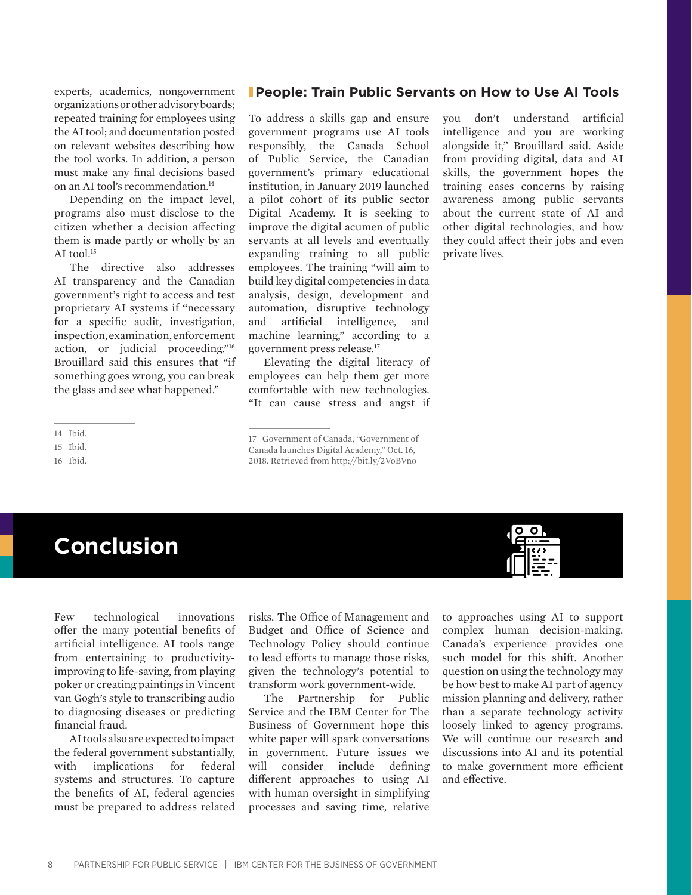experts, academics, nongovernment organizations or other advisory boards; repeated training for employees using the AI tool; and documentation posted on relevant websites describing how the tool works. In addition, a person must make any final decisions based on an AI tool's recommendation.[14]

Depending on the impact level, programs also must disclose to the citizen whether a decision affecting them is made partly or wholly by an AI tool.[15]

The directive also addresses AI transparency and the Canadian government's right to access and test proprietary AI systems if "necessary for a specific audit, investigation, inspection, examination, enforcement action, or judicial proceeding."[16] Brouillard said this ensures that "if something goes wrong, you can break the glass and see what happened."

14 Ibid.

15 Ibid.

16 Ibid.

### People: Train Public Servants on How to Use AI Tools

To address a skills gap and ensure government programs use AI tools responsibly, the Canada School of Public Service, the Canadian government's primary educational institution, in January 2019 launched a pilot cohort of its public sector Digital Academy. It is seeking to improve the digital acumen of public servants at all levels and eventually expanding training to all public employees. The training "will aim to build key digital competencies in data analysis, design, development and automation, disruptive technology and artificial intelligence, and machine learning," according to a government press release.[17]

Elevating the digital literacy of employees can help them get more comfortable with new technologies. "It can cause stress and angst if you don't understand artificial intelligence and you are working alongside it," Brouillard said. Aside from providing digital, data and AI skills, the government hopes the training eases concerns by raising awareness among public servants about the current state of AI and other digital technologies, and how they could affect their jobs and even private lives.

17 Government of Canada, "Government of Canada launches Digital Academy," Oct. 16, 2018. Retrieved from http://bit.ly/2VoBVno

## Conclusion

Few technological innovations offer the many potential benefits of artificial intelligence. AI tools range from entertaining to productivity-improving to life-saving, from playing poker or creating paintings in Vincent van Gogh's style to transcribing audio to diagnosing diseases or predicting financial fraud.

AI tools also are expected to impact the federal government substantially, with implications for federal systems and structures. To capture the benefits of AI, federal agencies must be prepared to address related risks. The Office of Management and Budget and Office of Science and Technology Policy should continue to lead efforts to manage those risks, given the technology's potential to transform work government-wide.

The Partnership for Public Service and the IBM Center for The Business of Government hope this white paper will spark conversations in government. Future issues we will consider include defining different approaches to using AI with human oversight in simplifying processes and saving time, relative to approaches using AI to support complex human decision-making. Canada's experience provides one such model for this shift. Another question on using the technology may be how best to make AI part of agency mission planning and delivery, rather than a separate technology activity loosely linked to agency programs. We will continue our research and discussions into AI and its potential to make government more efficient and effective.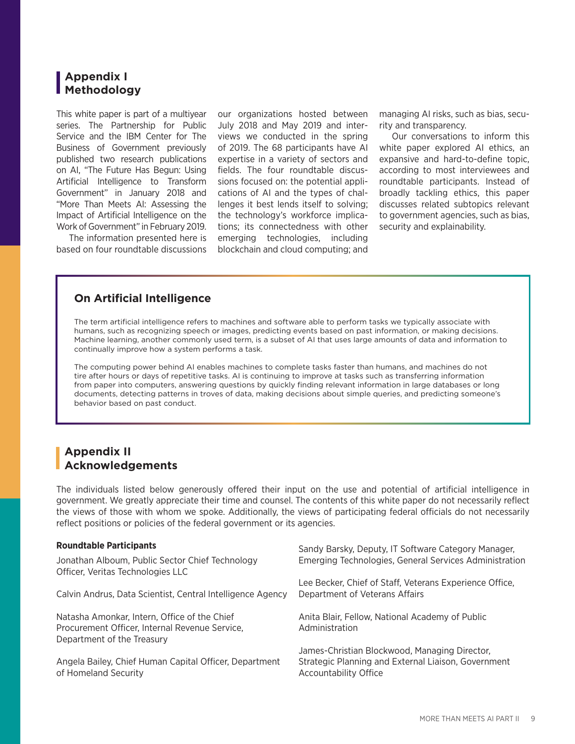## Appendix I Methodology

This white paper is part of a multiyear series. The Partnership for Public Service and the IBM Center for The Business of Government previously published two research publications on AI, "The Future Has Begun: Using Artificial Intelligence to Transform Government" in January 2018 and "More Than Meets AI: Assessing the Impact of Artificial Intelligence on the Work of Government" in February 2019.

The information presented here is based on four roundtable discussions our organizations hosted between July 2018 and May 2019 and interviews we conducted in the spring of 2019. The 68 participants have AI expertise in a variety of sectors and fields. The four roundtable discussions focused on: the potential applications of AI and the types of challenges it best lends itself to solving; the technology's workforce implications; its connectedness with other emerging technologies, including blockchain and cloud computing; and managing AI risks, such as bias, security and transparency.

Our conversations to inform this white paper explored AI ethics, an expansive and hard-to-define topic, according to most interviewees and roundtable participants. Instead of broadly tackling ethics, this paper discusses related subtopics relevant to government agencies, such as bias, security and explainability.

### On Artificial Intelligence

The term artificial intelligence refers to machines and software able to perform tasks we typically associate with humans, such as recognizing speech or images, predicting events based on past information, or making decisions. Machine learning, another commonly used term, is a subset of AI that uses large amounts of data and information to continually improve how a system performs a task.

The computing power behind AI enables machines to complete tasks faster than humans, and machines do not tire after hours or days of repetitive tasks. AI is continuing to improve at tasks such as transferring information from paper into computers, answering questions by quickly finding relevant information in large databases or long documents, detecting patterns in troves of data, making decisions about simple queries, and predicting someone's behavior based on past conduct.

## Appendix II Acknowledgements

The individuals listed below generously offered their input on the use and potential of artificial intelligence in government. We greatly appreciate their time and counsel. The contents of this white paper do not necessarily reflect the views of those with whom we spoke. Additionally, the views of participating federal officials do not necessarily reflect positions or policies of the federal government or its agencies.

**Roundtable Participants**

Jonathan Alboum, Public Sector Chief Technology Officer, Veritas Technologies LLC

Calvin Andrus, Data Scientist, Central Intelligence Agency

Natasha Amonkar, Intern, Office of the Chief Procurement Officer, Internal Revenue Service, Department of the Treasury

Angela Bailey, Chief Human Capital Officer, Department of Homeland Security

Sandy Barsky, Deputy, IT Software Category Manager, Emerging Technologies, General Services Administration

Lee Becker, Chief of Staff, Veterans Experience Office, Department of Veterans Affairs

Anita Blair, Fellow, National Academy of Public Administration

James-Christian Blockwood, Managing Director, Strategic Planning and External Liaison, Government Accountability Office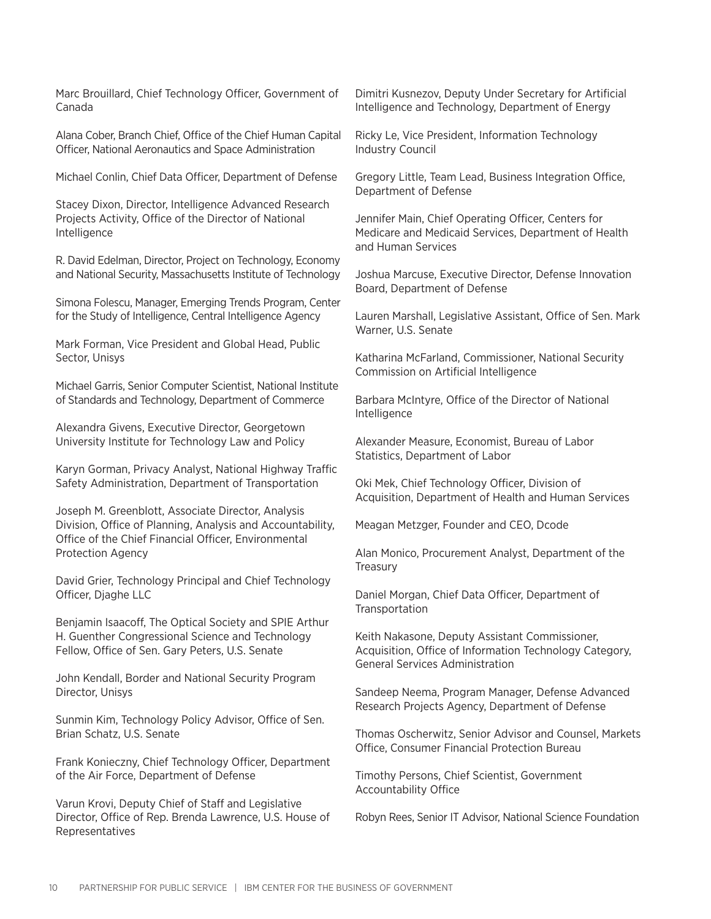Marc Brouillard, Chief Technology Officer, Government of Canada

Alana Cober, Branch Chief, Office of the Chief Human Capital Officer, National Aeronautics and Space Administration

Michael Conlin, Chief Data Officer, Department of Defense

Stacey Dixon, Director, Intelligence Advanced Research Projects Activity, Office of the Director of National Intelligence

R. David Edelman, Director, Project on Technology, Economy and National Security, Massachusetts Institute of Technology

Simona Folescu, Manager, Emerging Trends Program, Center for the Study of Intelligence, Central Intelligence Agency

Mark Forman, Vice President and Global Head, Public Sector, Unisys

Michael Garris, Senior Computer Scientist, National Institute of Standards and Technology, Department of Commerce

Alexandra Givens, Executive Director, Georgetown University Institute for Technology Law and Policy

Karyn Gorman, Privacy Analyst, National Highway Traffic Safety Administration, Department of Transportation

Joseph M. Greenblott, Associate Director, Analysis Division, Office of Planning, Analysis and Accountability, Office of the Chief Financial Officer, Environmental Protection Agency

David Grier, Technology Principal and Chief Technology Officer, Djaghe LLC

Benjamin Isaacoff, The Optical Society and SPIE Arthur H. Guenther Congressional Science and Technology Fellow, Office of Sen. Gary Peters, U.S. Senate

John Kendall, Border and National Security Program Director, Unisys

Sunmin Kim, Technology Policy Advisor, Office of Sen. Brian Schatz, U.S. Senate

Frank Konieczny, Chief Technology Officer, Department of the Air Force, Department of Defense

Varun Krovi, Deputy Chief of Staff and Legislative Director, Office of Rep. Brenda Lawrence, U.S. House of Representatives

Dimitri Kusnezov, Deputy Under Secretary for Artificial Intelligence and Technology, Department of Energy

Ricky Le, Vice President, Information Technology Industry Council

Gregory Little, Team Lead, Business Integration Office, Department of Defense

Jennifer Main, Chief Operating Officer, Centers for Medicare and Medicaid Services, Department of Health and Human Services

Joshua Marcuse, Executive Director, Defense Innovation Board, Department of Defense

Lauren Marshall, Legislative Assistant, Office of Sen. Mark Warner, U.S. Senate

Katharina McFarland, Commissioner, National Security Commission on Artificial Intelligence

Barbara McIntyre, Office of the Director of National Intelligence

Alexander Measure, Economist, Bureau of Labor Statistics, Department of Labor

Oki Mek, Chief Technology Officer, Division of Acquisition, Department of Health and Human Services

Meagan Metzger, Founder and CEO, Dcode

Alan Monico, Procurement Analyst, Department of the Treasury

Daniel Morgan, Chief Data Officer, Department of Transportation

Keith Nakasone, Deputy Assistant Commissioner, Acquisition, Office of Information Technology Category, General Services Administration

Sandeep Neema, Program Manager, Defense Advanced Research Projects Agency, Department of Defense

Thomas Oscherwitz, Senior Advisor and Counsel, Markets Office, Consumer Financial Protection Bureau

Timothy Persons, Chief Scientist, Government Accountability Office

Robyn Rees, Senior IT Advisor, National Science Foundation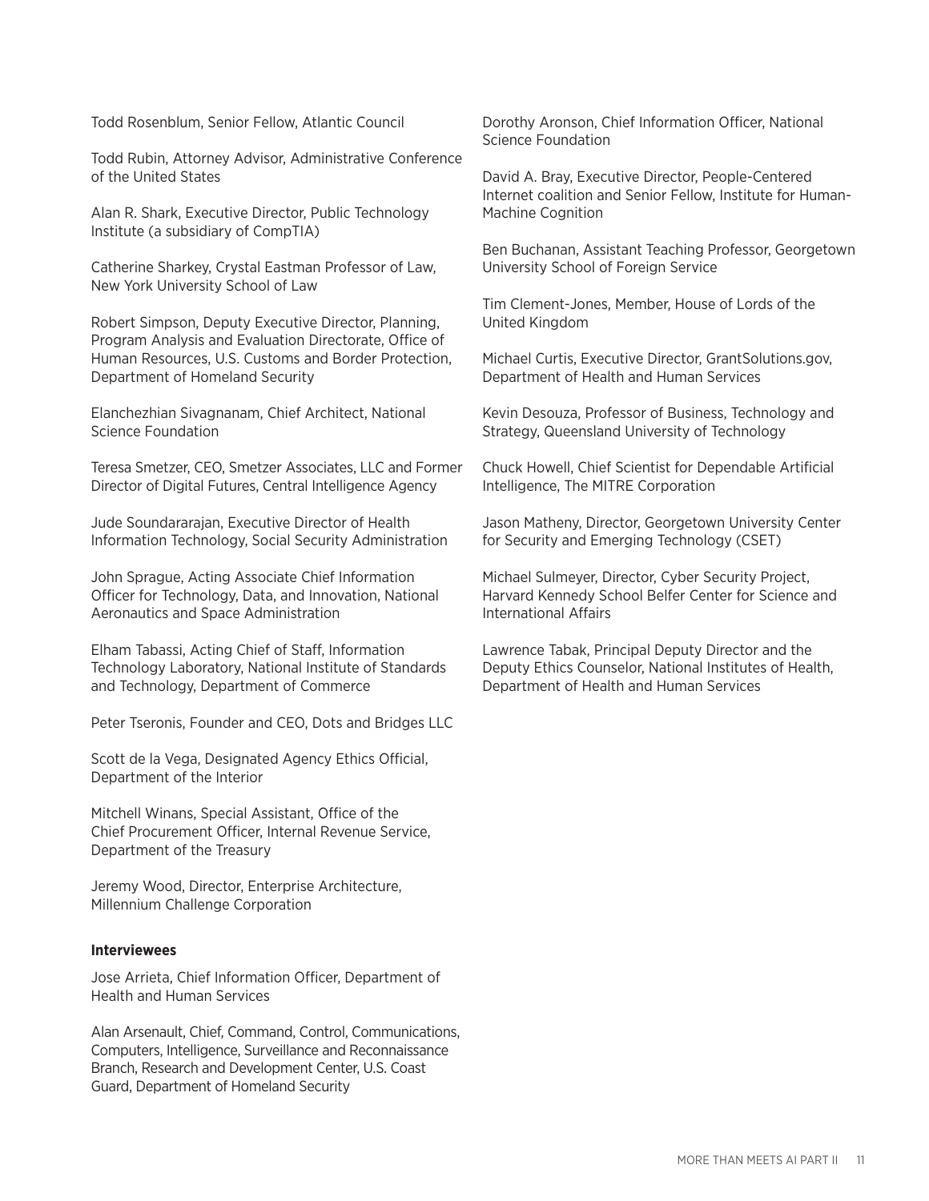Todd Rosenblum, Senior Fellow, Atlantic Council

Todd Rubin, Attorney Advisor, Administrative Conference of the United States

Alan R. Shark, Executive Director, Public Technology Institute (a subsidiary of CompTIA)

Catherine Sharkey, Crystal Eastman Professor of Law, New York University School of Law

Robert Simpson, Deputy Executive Director, Planning, Program Analysis and Evaluation Directorate, Office of Human Resources, U.S. Customs and Border Protection, Department of Homeland Security

Elanchezhian Sivagnanam, Chief Architect, National Science Foundation

Teresa Smetzer, CEO, Smetzer Associates, LLC and Former Director of Digital Futures, Central Intelligence Agency

Jude Soundararajan, Executive Director of Health Information Technology, Social Security Administration

John Sprague, Acting Associate Chief Information Officer for Technology, Data, and Innovation, National Aeronautics and Space Administration

Elham Tabassi, Acting Chief of Staff, Information Technology Laboratory, National Institute of Standards and Technology, Department of Commerce

Peter Tseronis, Founder and CEO, Dots and Bridges LLC

Scott de la Vega, Designated Agency Ethics Official, Department of the Interior

Mitchell Winans, Special Assistant, Office of the Chief Procurement Officer, Internal Revenue Service, Department of the Treasury

Jeremy Wood, Director, Enterprise Architecture, Millennium Challenge Corporation

**Interviewees**

Jose Arrieta, Chief Information Officer, Department of Health and Human Services

Alan Arsenault, Chief, Command, Control, Communications, Computers, Intelligence, Surveillance and Reconnaissance Branch, Research and Development Center, U.S. Coast Guard, Department of Homeland Security

Dorothy Aronson, Chief Information Officer, National Science Foundation

David A. Bray, Executive Director, People-Centered Internet coalition and Senior Fellow, Institute for Human-Machine Cognition

Ben Buchanan, Assistant Teaching Professor, Georgetown University School of Foreign Service

Tim Clement-Jones, Member, House of Lords of the United Kingdom

Michael Curtis, Executive Director, GrantSolutions.gov, Department of Health and Human Services

Kevin Desouza, Professor of Business, Technology and Strategy, Queensland University of Technology

Chuck Howell, Chief Scientist for Dependable Artificial Intelligence, The MITRE Corporation

Jason Matheny, Director, Georgetown University Center for Security and Emerging Technology (CSET)

Michael Sulmeyer, Director, Cyber Security Project, Harvard Kennedy School Belfer Center for Science and International Affairs

Lawrence Tabak, Principal Deputy Director and the Deputy Ethics Counselor, National Institutes of Health, Department of Health and Human Services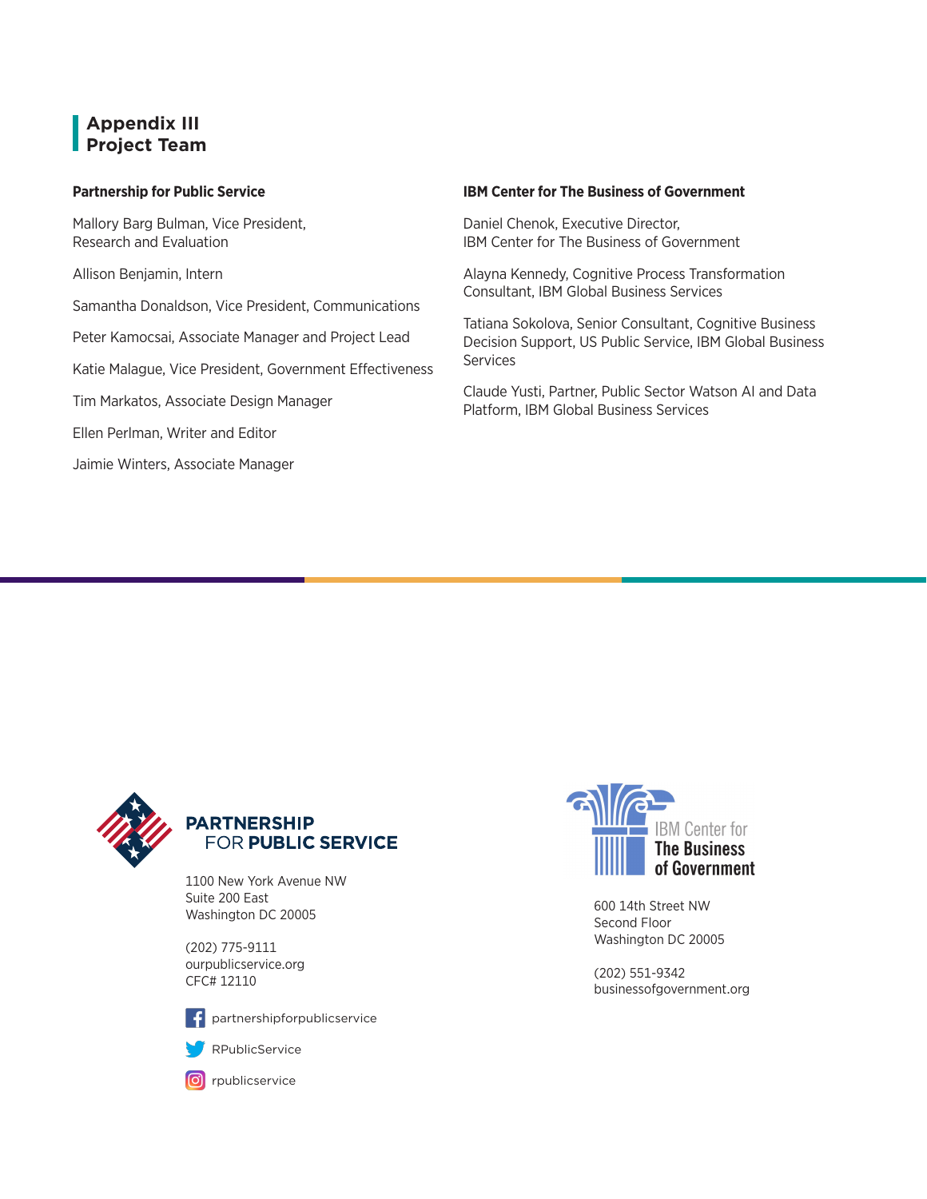## Appendix III
## Project Team

**Partnership for Public Service**

Mallory Barg Bulman, Vice President, Research and Evaluation

Allison Benjamin, Intern

Samantha Donaldson, Vice President, Communications

Peter Kamocsai, Associate Manager and Project Lead

Katie Malague, Vice President, Government Effectiveness

Tim Markatos, Associate Design Manager

Ellen Perlman, Writer and Editor

Jaimie Winters, Associate Manager

**IBM Center for The Business of Government**

Daniel Chenok, Executive Director, IBM Center for The Business of Government

Alayna Kennedy, Cognitive Process Transformation Consultant, IBM Global Business Services

Tatiana Sokolova, Senior Consultant, Cognitive Business Decision Support, US Public Service, IBM Global Business Services

Claude Yusti, Partner, Public Sector Watson AI and Data Platform, IBM Global Business Services

**PARTNERSHIP FOR PUBLIC SERVICE**

1100 New York Avenue NW
Suite 200 East
Washington DC 20005

(202) 775-9111
ourpublicservice.org
CFC# 12110

partnershipforpublicservice

RPublicService

rpublicservice

**IBM Center for The Business of Government**

600 14th Street NW
Second Floor
Washington DC 20005

(202) 551-9342
businessofgovernment.org